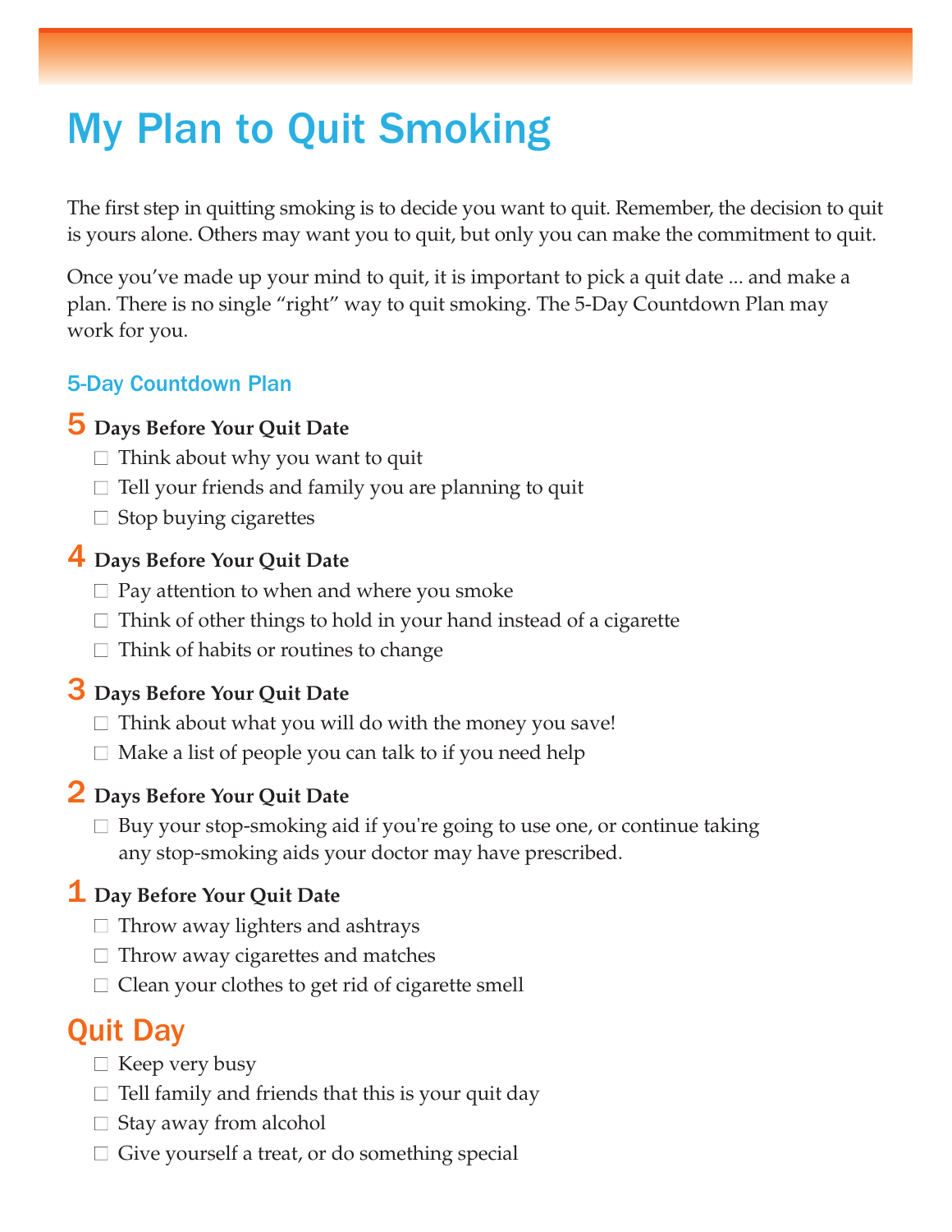# My Plan to Quit Smoking

The first step in quitting smoking is to decide you want to quit. Remember, the decision to quit is yours alone. Others may want you to quit, but only you can make the commitment to quit.

Once you've made up your mind to quit, it is important to pick a quit date ... and make a plan. There is no single "right" way to quit smoking. The 5-Day Countdown Plan may work for you.

### 5-Day Countdown Plan

**5 Days Before Your Quit Date**

- ☐ Think about why you want to quit
- ☐ Tell your friends and family you are planning to quit
- ☐ Stop buying cigarettes

**4 Days Before Your Quit Date**

- ☐ Pay attention to when and where you smoke
- ☐ Think of other things to hold in your hand instead of a cigarette
- ☐ Think of habits or routines to change

**3 Days Before Your Quit Date**

- ☐ Think about what you will do with the money you save!
- ☐ Make a list of people you can talk to if you need help

**2 Days Before Your Quit Date**

- ☐ Buy your stop-smoking aid if you're going to use one, or continue taking any stop-smoking aids your doctor may have prescribed.

**1 Day Before Your Quit Date**

- ☐ Throw away lighters and ashtrays
- ☐ Throw away cigarettes and matches
- ☐ Clean your clothes to get rid of cigarette smell

## Quit Day

- ☐ Keep very busy
- ☐ Tell family and friends that this is your quit day
- ☐ Stay away from alcohol
- ☐ Give yourself a treat, or do something special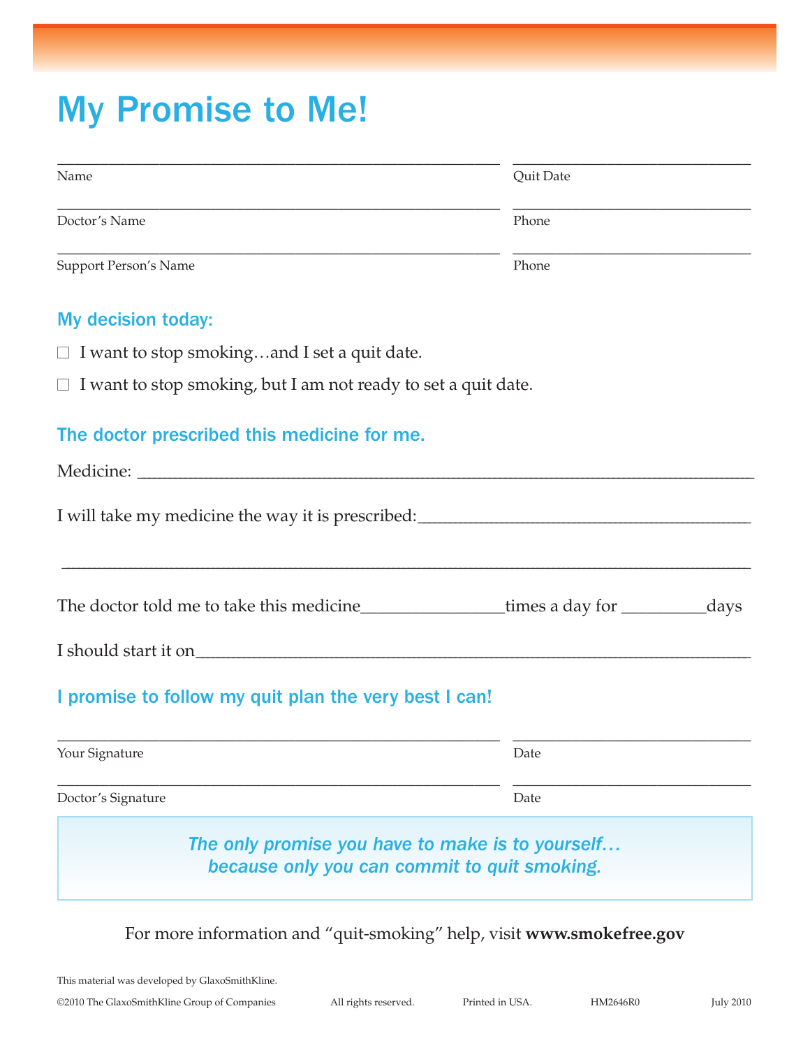# My Promise to Me!

\_\_\_\_\_\_\_\_\_\_\_\_\_\_\_\_\_\_\_\_\_\_\_\_\_\_\_\_\_\_ \_\_\_\_\_\_\_\_\_\_\_\_\_\_\_\_\_\_\_\_

Name Quit Date

\_\_\_\_\_\_\_\_\_\_\_\_\_\_\_\_\_\_\_\_\_\_\_\_\_\_\_\_\_\_ \_\_\_\_\_\_\_\_\_\_\_\_\_\_\_\_\_\_\_\_

Doctor's Name Phone

\_\_\_\_\_\_\_\_\_\_\_\_\_\_\_\_\_\_\_\_\_\_\_\_\_\_\_\_\_\_ \_\_\_\_\_\_\_\_\_\_\_\_\_\_\_\_\_\_\_\_

Support Person's Name Phone

## My decision today:

- ☐ I want to stop smoking…and I set a quit date.
- ☐ I want to stop smoking, but I am not ready to set a quit date.

## The doctor prescribed this medicine for me.

Medicine: \_\_\_\_\_\_\_\_\_\_\_\_\_\_\_\_\_\_\_\_\_\_\_\_\_\_\_\_\_\_\_\_\_\_\_\_\_\_\_\_

I will take my medicine the way it is prescribed:\_\_\_\_\_\_\_\_\_\_\_\_\_\_\_\_\_\_\_\_\_\_\_\_

\_\_\_\_\_\_\_\_\_\_\_\_\_\_\_\_\_\_\_\_\_\_\_\_\_\_\_\_\_\_\_\_\_\_\_\_\_\_\_\_\_\_\_\_\_\_\_\_

The doctor told me to take this medicine\_\_\_\_\_\_\_\_\_\_times a day for \_\_\_\_\_\_days

I should start it on\_\_\_\_\_\_\_\_\_\_\_\_\_\_\_\_\_\_\_\_\_\_\_\_\_\_\_\_\_\_\_\_\_\_\_\_\_\_\_\_

## I promise to follow my quit plan the very best I can!

\_\_\_\_\_\_\_\_\_\_\_\_\_\_\_\_\_\_\_\_\_\_\_\_\_\_\_\_\_\_ \_\_\_\_\_\_\_\_\_\_\_\_\_\_\_\_\_\_\_\_

Your Signature Date

\_\_\_\_\_\_\_\_\_\_\_\_\_\_\_\_\_\_\_\_\_\_\_\_\_\_\_\_\_\_ \_\_\_\_\_\_\_\_\_\_\_\_\_\_\_\_\_\_\_\_

Doctor's Signature Date

> *The only promise you have to make is to yourself…*
> *because only you can commit to quit smoking.*

For more information and "quit-smoking" help, visit **www.smokefree.gov**

This material was developed by GlaxoSmithKline.

©2010 The GlaxoSmithKline Group of Companies All rights reserved. Printed in USA. HM2646R0 July 2010